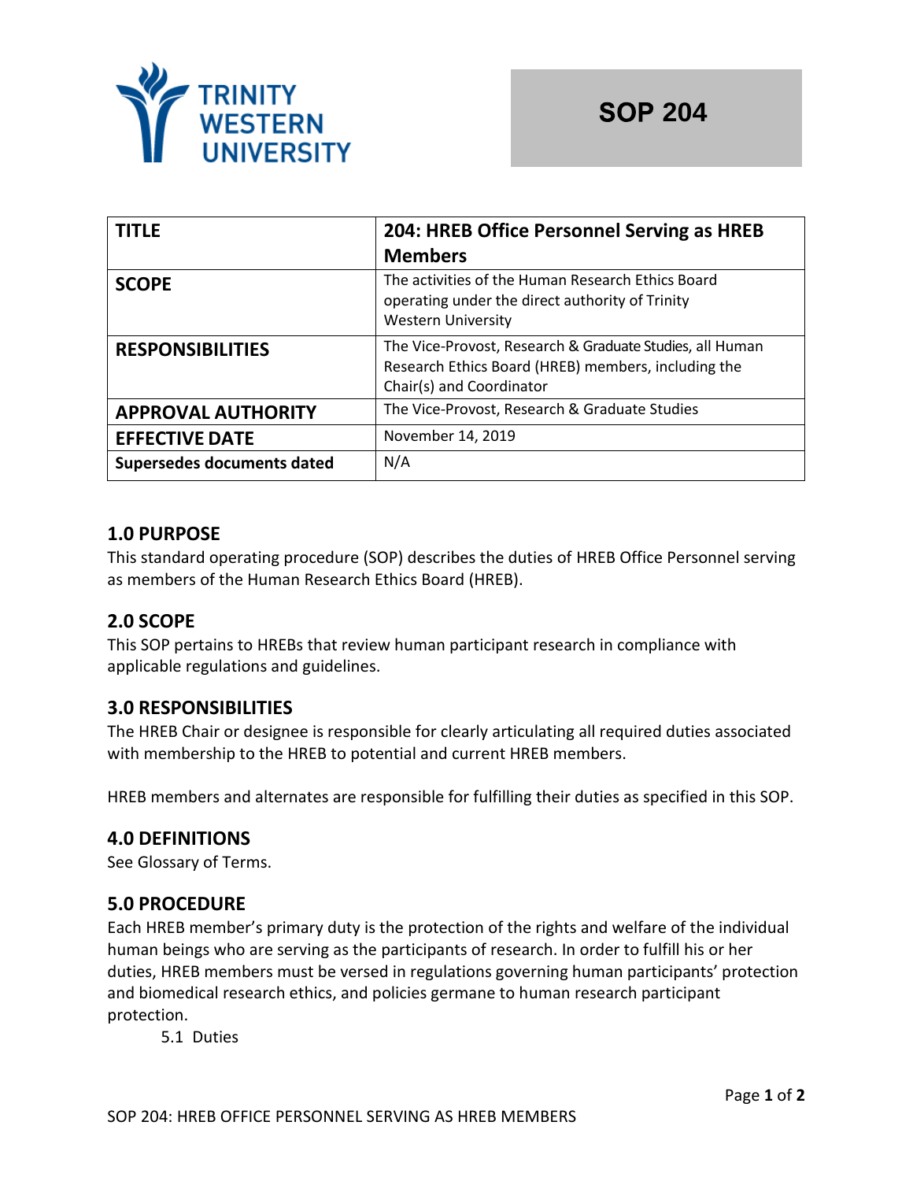TRINITY WESTERN UNIVERSITY

# SOP 204

| TITLE | 204: HREB Office Personnel Serving as HREB Members |
|---|---|
| SCOPE | The activities of the Human Research Ethics Board operating under the direct authority of Trinity Western University |
| RESPONSIBILITIES | The Vice-Provost, Research & Graduate Studies, all Human Research Ethics Board (HREB) members, including the Chair(s) and Coordinator |
| APPROVAL AUTHORITY | The Vice-Provost, Research & Graduate Studies |
| EFFECTIVE DATE | November 14, 2019 |
| Supersedes documents dated | N/A |

## 1.0 PURPOSE

This standard operating procedure (SOP) describes the duties of HREB Office Personnel serving as members of the Human Research Ethics Board (HREB).

## 2.0 SCOPE

This SOP pertains to HREBs that review human participant research in compliance with applicable regulations and guidelines.

## 3.0 RESPONSIBILITIES

The HREB Chair or designee is responsible for clearly articulating all required duties associated with membership to the HREB to potential and current HREB members.

HREB members and alternates are responsible for fulfilling their duties as specified in this SOP.

## 4.0 DEFINITIONS

See Glossary of Terms.

## 5.0 PROCEDURE

Each HREB member's primary duty is the protection of the rights and welfare of the individual human beings who are serving as the participants of research. In order to fulfill his or her duties, HREB members must be versed in regulations governing human participants' protection and biomedical research ethics, and policies germane to human research participant protection.

5.1 Duties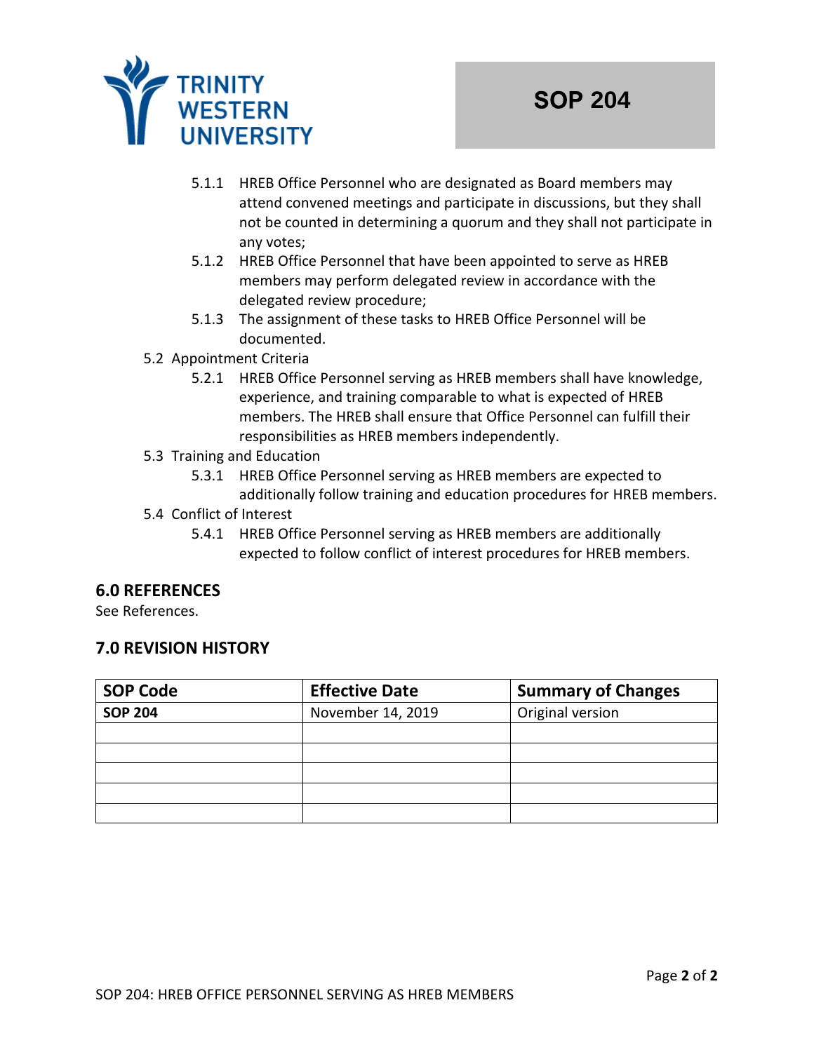5.1.1 HREB Office Personnel who are designated as Board members may attend convened meetings and participate in discussions, but they shall not be counted in determining a quorum and they shall not participate in any votes;

5.1.2 HREB Office Personnel that have been appointed to serve as HREB members may perform delegated review in accordance with the delegated review procedure;

5.1.3 The assignment of these tasks to HREB Office Personnel will be documented.

5.2 Appointment Criteria

5.2.1 HREB Office Personnel serving as HREB members shall have knowledge, experience, and training comparable to what is expected of HREB members. The HREB shall ensure that Office Personnel can fulfill their responsibilities as HREB members independently.

5.3 Training and Education

5.3.1 HREB Office Personnel serving as HREB members are expected to additionally follow training and education procedures for HREB members.

5.4 Conflict of Interest

5.4.1 HREB Office Personnel serving as HREB members are additionally expected to follow conflict of interest procedures for HREB members.

## 6.0 REFERENCES

See References.

## 7.0 REVISION HISTORY

| SOP Code | Effective Date | Summary of Changes |
|---|---|---|
| **SOP 204** | November 14, 2019 | Original version |
| | | |
| | | |
| | | |
| | | |
| | | |